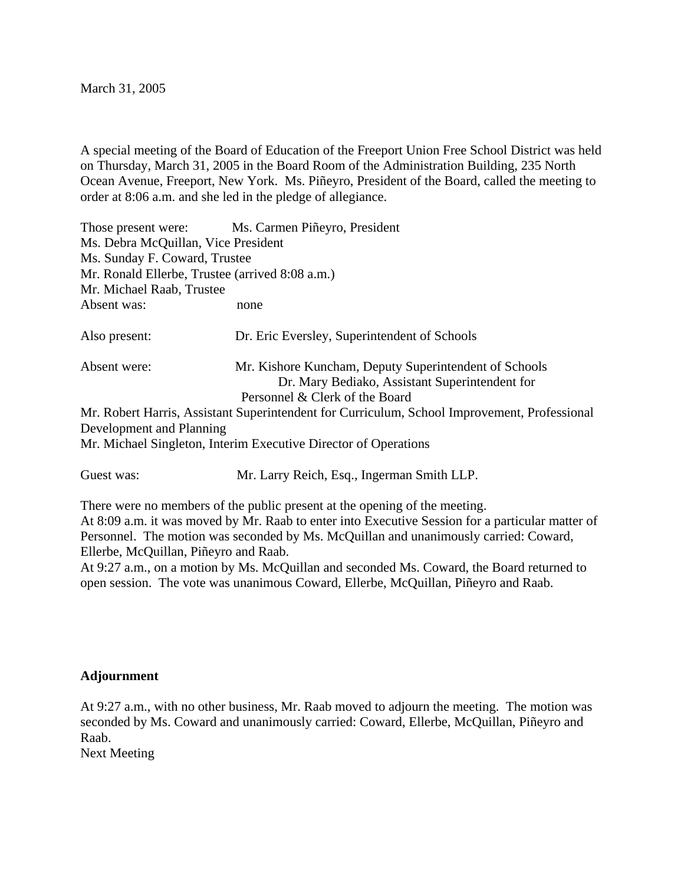March 31, 2005

A special meeting of the Board of Education of the Freeport Union Free School District was held on Thursday, March 31, 2005 in the Board Room of the Administration Building, 235 North Ocean Avenue, Freeport, New York. Ms. Piñeyro, President of the Board, called the meeting to order at 8:06 a.m. and she led in the pledge of allegiance.

Those present were: Ms. Carmen Piñeyro, President
Ms. Debra McQuillan, Vice President
Ms. Sunday F. Coward, Trustee
Mr. Ronald Ellerbe, Trustee (arrived 8:08 a.m.)
Mr. Michael Raab, Trustee
Absent was: none

Also present: Dr. Eric Eversley, Superintendent of Schools

Absent were: Mr. Kishore Kuncham, Deputy Superintendent of Schools
Dr. Mary Bediako, Assistant Superintendent for Personnel & Clerk of the Board
Mr. Robert Harris, Assistant Superintendent for Curriculum, School Improvement, Professional Development and Planning
Mr. Michael Singleton, Interim Executive Director of Operations

Guest was: Mr. Larry Reich, Esq., Ingerman Smith LLP.

There were no members of the public present at the opening of the meeting.
At 8:09 a.m. it was moved by Mr. Raab to enter into Executive Session for a particular matter of Personnel. The motion was seconded by Ms. McQuillan and unanimously carried: Coward, Ellerbe, McQuillan, Piñeyro and Raab.
At 9:27 a.m., on a motion by Ms. McQuillan and seconded Ms. Coward, the Board returned to open session. The vote was unanimous Coward, Ellerbe, McQuillan, Piñeyro and Raab.

**Adjournment**

At 9:27 a.m., with no other business, Mr. Raab moved to adjourn the meeting. The motion was seconded by Ms. Coward and unanimously carried: Coward, Ellerbe, McQuillan, Piñeyro and Raab.
Next Meeting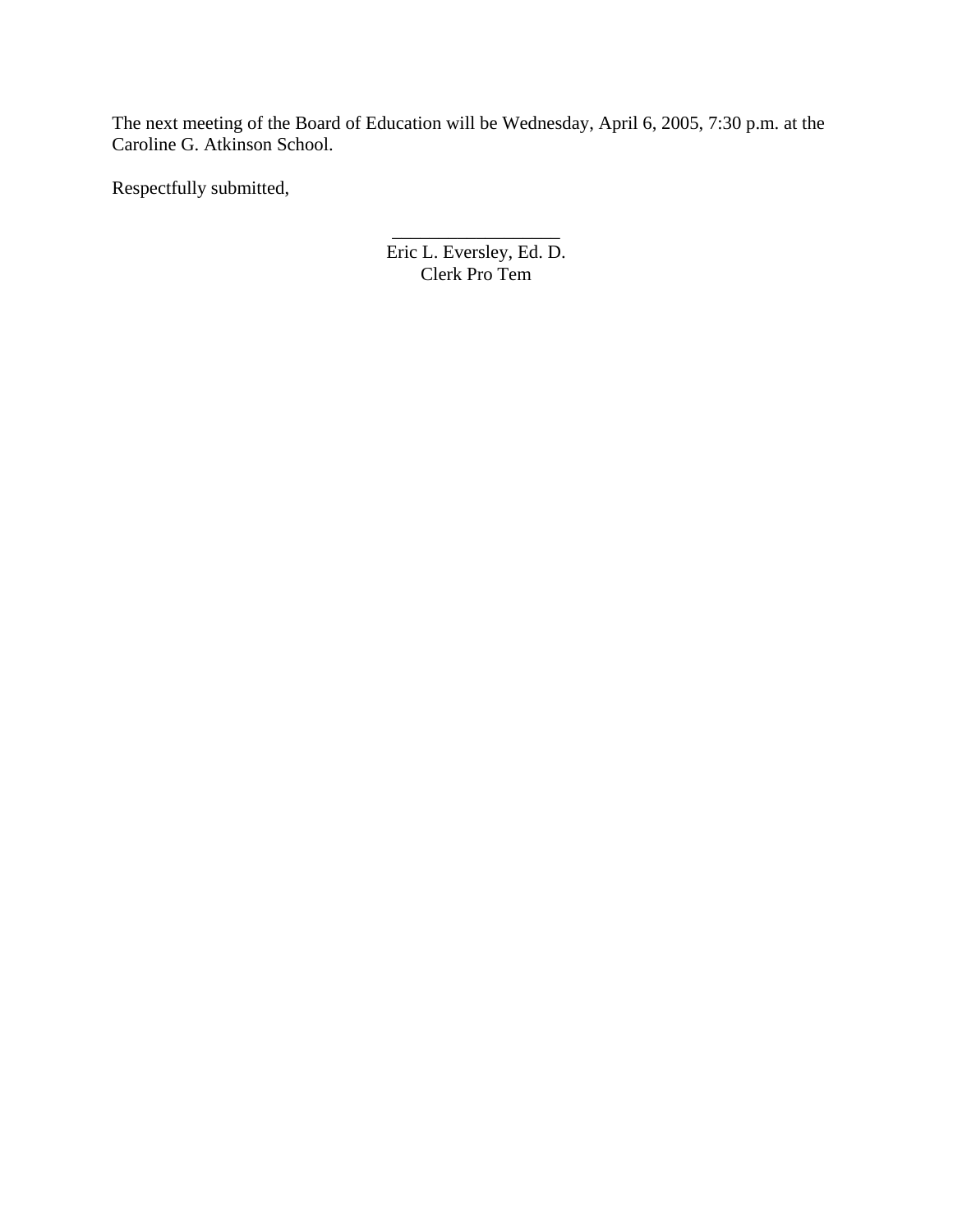The next meeting of the Board of Education will be Wednesday, April 6, 2005, 7:30 p.m. at the Caroline G. Atkinson School.

Respectfully submitted,

\_\_\_\_\_\_\_\_\_\_\_\_\_\_\_\_\_\_
Eric L. Eversley, Ed. D.
Clerk Pro Tem